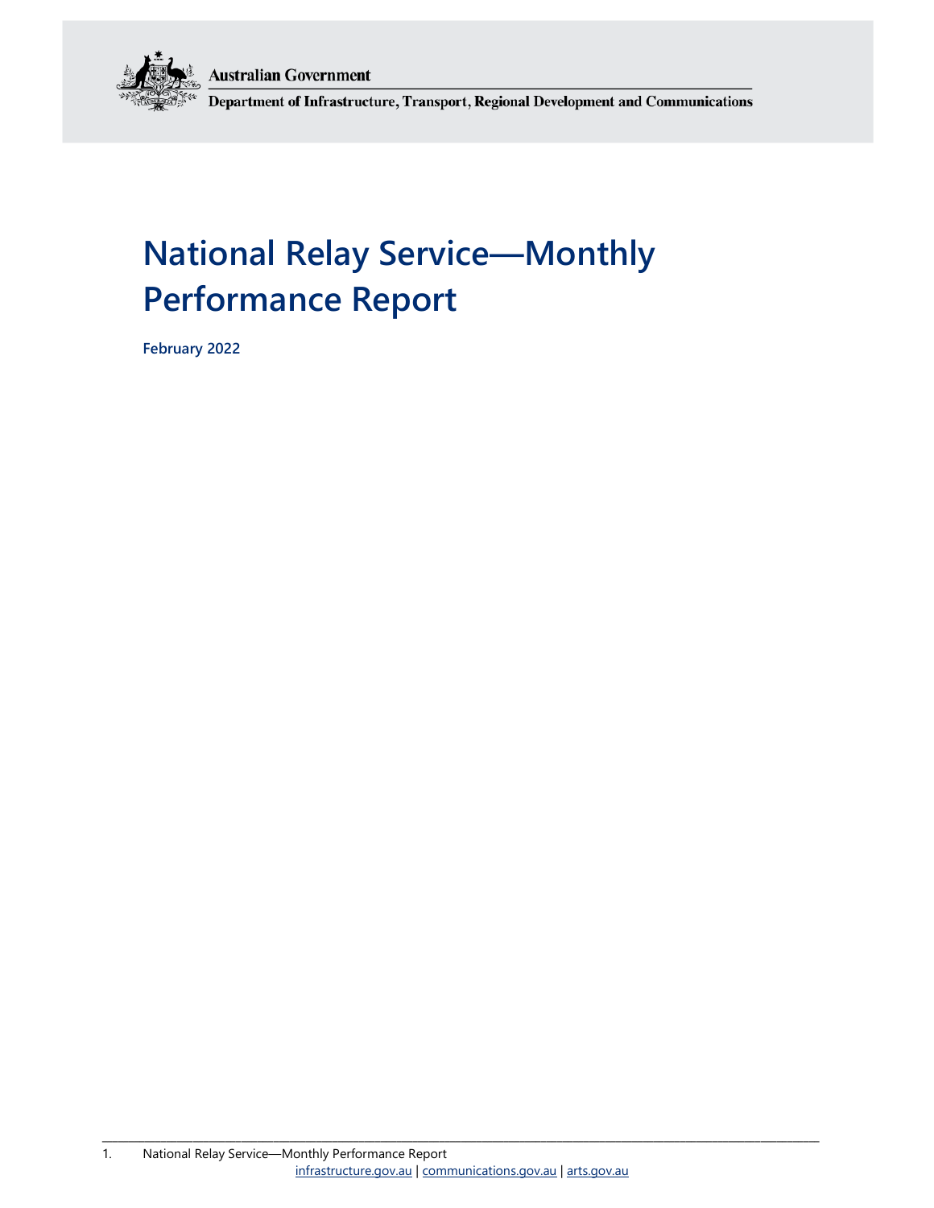Australian Government

Department of Infrastructure, Transport, Regional Development and Communications

# National Relay Service—Monthly Performance Report

**February 2022**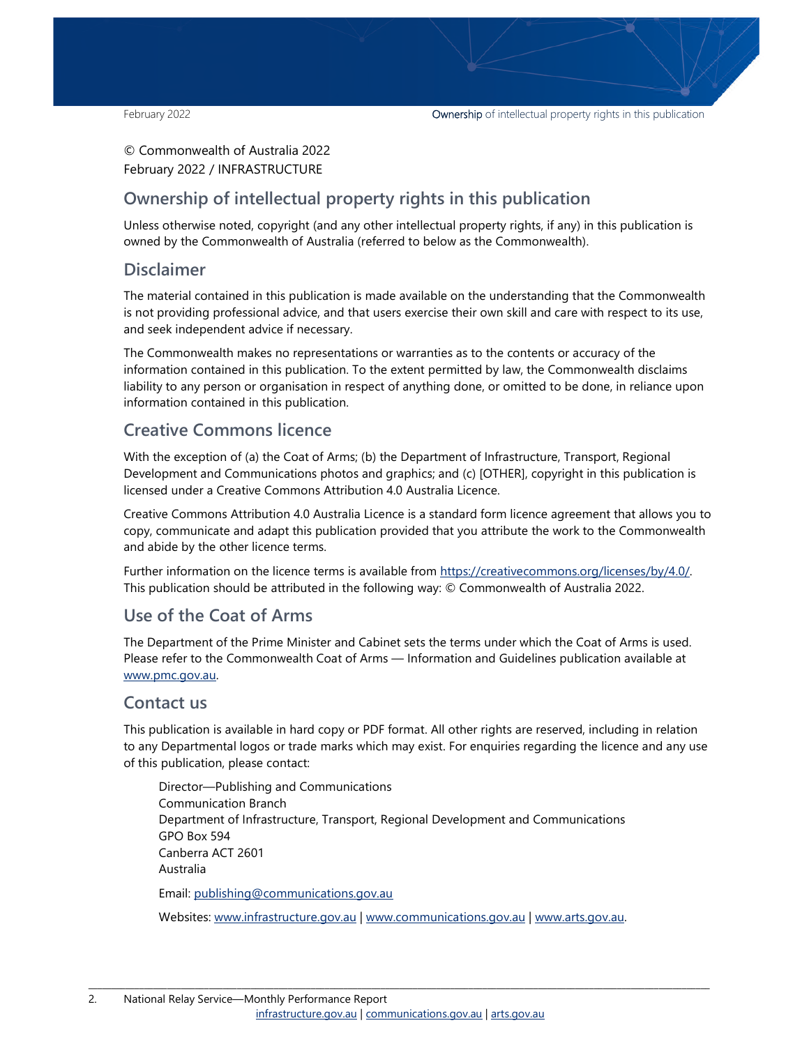© Commonwealth of Australia 2022
February 2022 / INFRASTRUCTURE

## Ownership of intellectual property rights in this publication

Unless otherwise noted, copyright (and any other intellectual property rights, if any) in this publication is owned by the Commonwealth of Australia (referred to below as the Commonwealth).

## Disclaimer

The material contained in this publication is made available on the understanding that the Commonwealth is not providing professional advice, and that users exercise their own skill and care with respect to its use, and seek independent advice if necessary.

The Commonwealth makes no representations or warranties as to the contents or accuracy of the information contained in this publication. To the extent permitted by law, the Commonwealth disclaims liability to any person or organisation in respect of anything done, or omitted to be done, in reliance upon information contained in this publication.

## Creative Commons licence

With the exception of (a) the Coat of Arms; (b) the Department of Infrastructure, Transport, Regional Development and Communications photos and graphics; and (c) [OTHER], copyright in this publication is licensed under a Creative Commons Attribution 4.0 Australia Licence.

Creative Commons Attribution 4.0 Australia Licence is a standard form licence agreement that allows you to copy, communicate and adapt this publication provided that you attribute the work to the Commonwealth and abide by the other licence terms.

Further information on the licence terms is available from https://creativecommons.org/licenses/by/4.0/. This publication should be attributed in the following way: © Commonwealth of Australia 2022.

## Use of the Coat of Arms

The Department of the Prime Minister and Cabinet sets the terms under which the Coat of Arms is used. Please refer to the Commonwealth Coat of Arms — Information and Guidelines publication available at www.pmc.gov.au.

## Contact us

This publication is available in hard copy or PDF format. All other rights are reserved, including in relation to any Departmental logos or trade marks which may exist. For enquiries regarding the licence and any use of this publication, please contact:

Director—Publishing and Communications
Communication Branch
Department of Infrastructure, Transport, Regional Development and Communications
GPO Box 594
Canberra ACT 2601
Australia

Email: publishing@communications.gov.au

Websites: www.infrastructure.gov.au | www.communications.gov.au | www.arts.gov.au.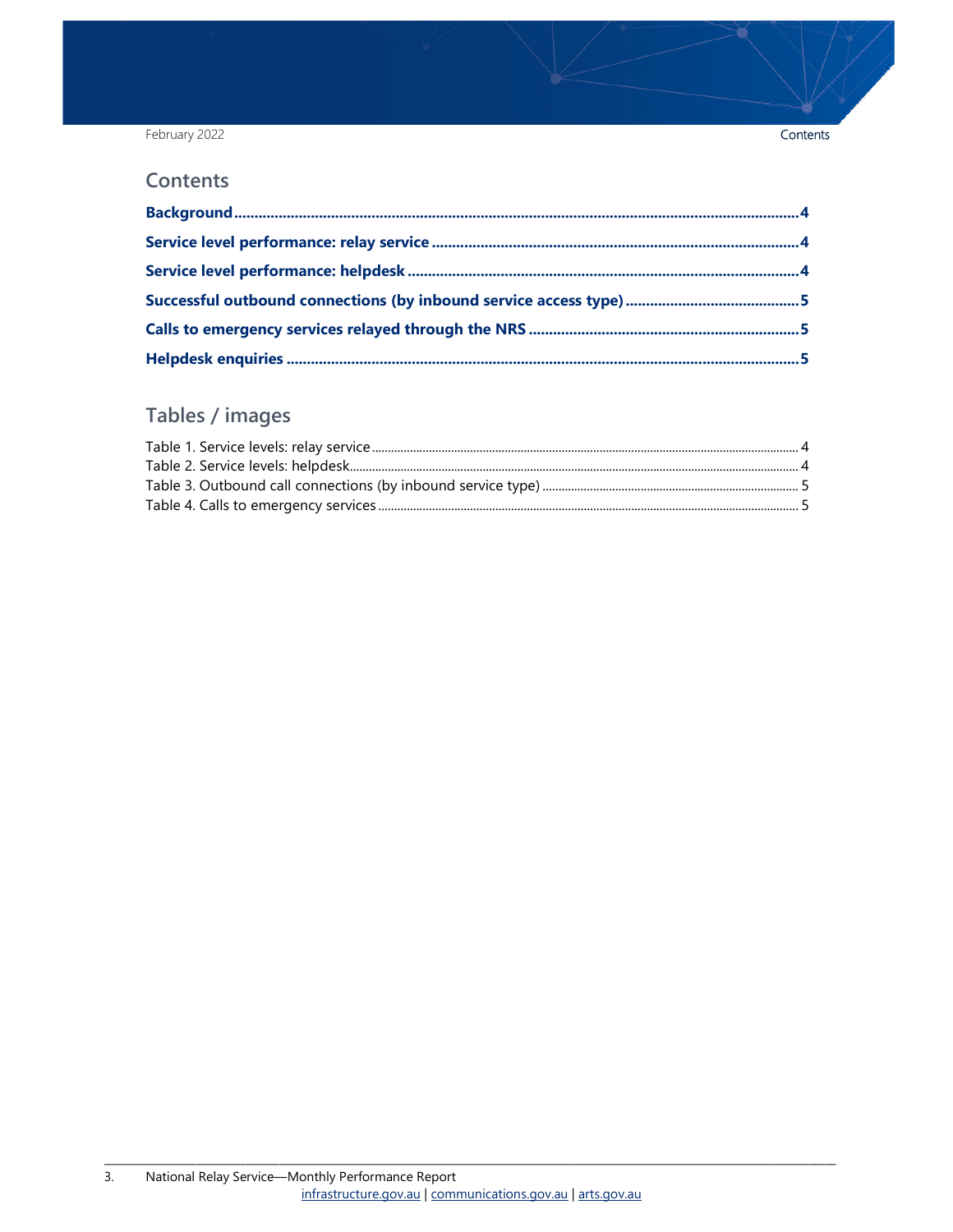## Contents

**Background** .......... **4**

**Service level performance: relay service** .......... **4**

**Service level performance: helpdesk** .......... **4**

**Successful outbound connections (by inbound service access type)** .......... **5**

**Calls to emergency services relayed through the NRS** .......... **5**

**Helpdesk enquiries** .......... **5**

## Tables / images

Table 1. Service levels: relay service .......... 4
Table 2. Service levels: helpdesk .......... 4
Table 3. Outbound call connections (by inbound service type) .......... 5
Table 4. Calls to emergency services .......... 5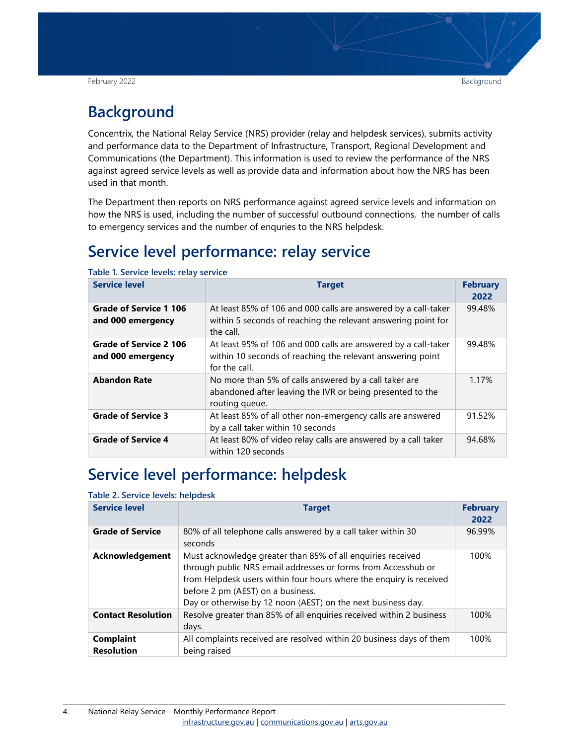# Background

Concentrix, the National Relay Service (NRS) provider (relay and helpdesk services), submits activity and performance data to the Department of Infrastructure, Transport, Regional Development and Communications (the Department). This information is used to review the performance of the NRS against agreed service levels as well as provide data and information about how the NRS has been used in that month.

The Department then reports on NRS performance against agreed service levels and information on how the NRS is used, including the number of successful outbound connections, the number of calls to emergency services and the number of enquiries to the NRS helpdesk.

# Service level performance: relay service

**Table 1. Service levels: relay service**

| Service level | Target | February 2022 |
|---|---|---|
| **Grade of Service 1 106 and 000 emergency** | At least 85% of 106 and 000 calls are answered by a call-taker within 5 seconds of reaching the relevant answering point for the call. | 99.48% |
| **Grade of Service 2 106 and 000 emergency** | At least 95% of 106 and 000 calls are answered by a call-taker within 10 seconds of reaching the relevant answering point for the call. | 99.48% |
| **Abandon Rate** | No more than 5% of calls answered by a call taker are abandoned after leaving the IVR or being presented to the routing queue. | 1.17% |
| **Grade of Service 3** | At least 85% of all other non-emergency calls are answered by a call taker within 10 seconds | 91.52% |
| **Grade of Service 4** | At least 80% of video relay calls are answered by a call taker within 120 seconds | 94.68% |

# Service level performance: helpdesk

**Table 2. Service levels: helpdesk**

| Service level | Target | February 2022 |
|---|---|---|
| **Grade of Service** | 80% of all telephone calls answered by a call taker within 30 seconds | 96.99% |
| **Acknowledgement** | Must acknowledge greater than 85% of all enquiries received through public NRS email addresses or forms from Accesshub or from Helpdesk users within four hours where the enquiry is received before 2 pm (AEST) on a business. Day or otherwise by 12 noon (AEST) on the next business day. | 100% |
| **Contact Resolution** | Resolve greater than 85% of all enquiries received within 2 business days. | 100% |
| **Complaint Resolution** | All complaints received are resolved within 20 business days of them being raised | 100% |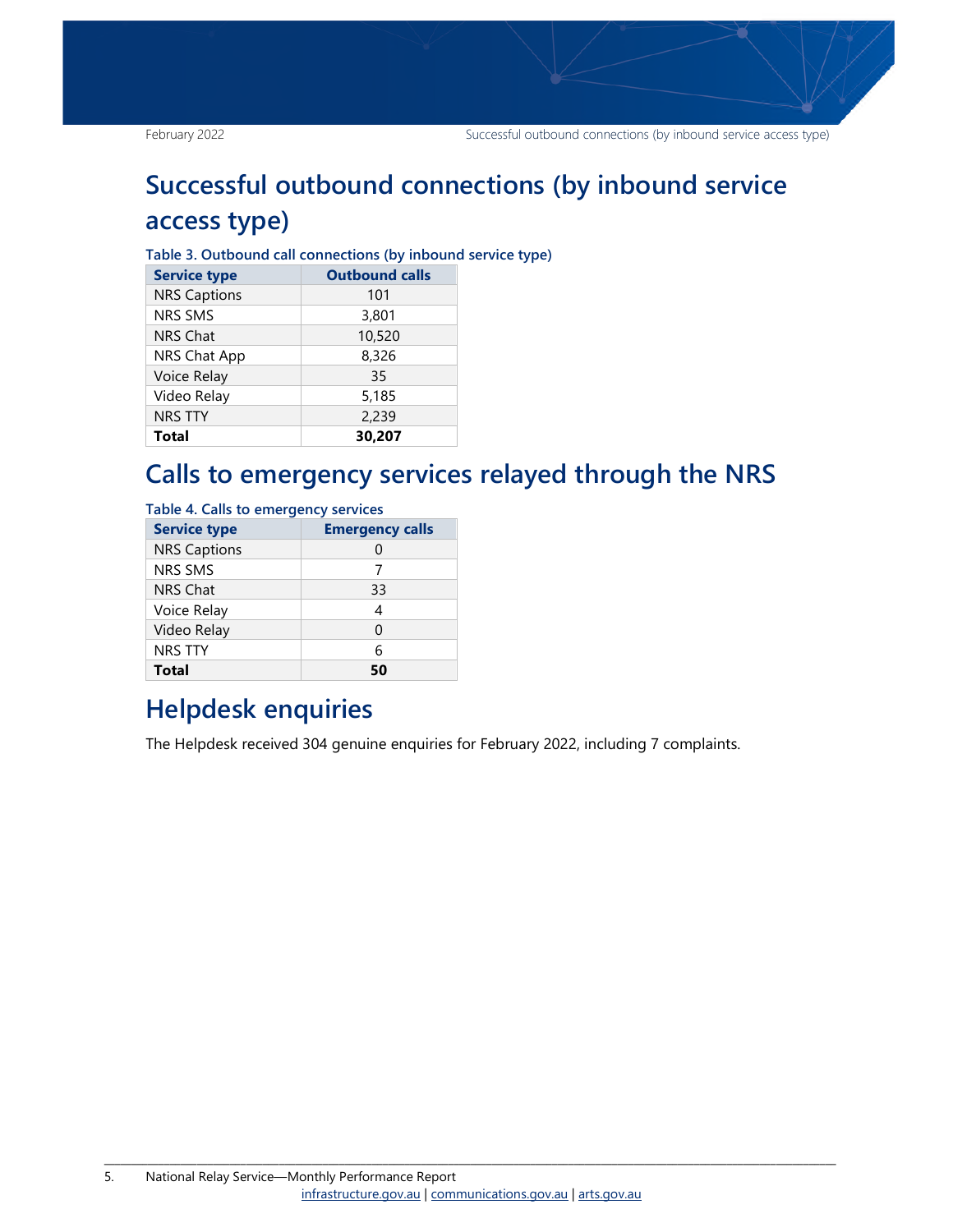# Successful outbound connections (by inbound service access type)

**Table 3. Outbound call connections (by inbound service type)**

| Service type | Outbound calls |
|---|---|
| NRS Captions | 101 |
| NRS SMS | 3,801 |
| NRS Chat | 10,520 |
| NRS Chat App | 8,326 |
| Voice Relay | 35 |
| Video Relay | 5,185 |
| NRS TTY | 2,239 |
| **Total** | **30,207** |

# Calls to emergency services relayed through the NRS

**Table 4. Calls to emergency services**

| Service type | Emergency calls |
|---|---|
| NRS Captions | 0 |
| NRS SMS | 7 |
| NRS Chat | 33 |
| Voice Relay | 4 |
| Video Relay | 0 |
| NRS TTY | 6 |
| **Total** | **50** |

# Helpdesk enquiries

The Helpdesk received 304 genuine enquiries for February 2022, including 7 complaints.